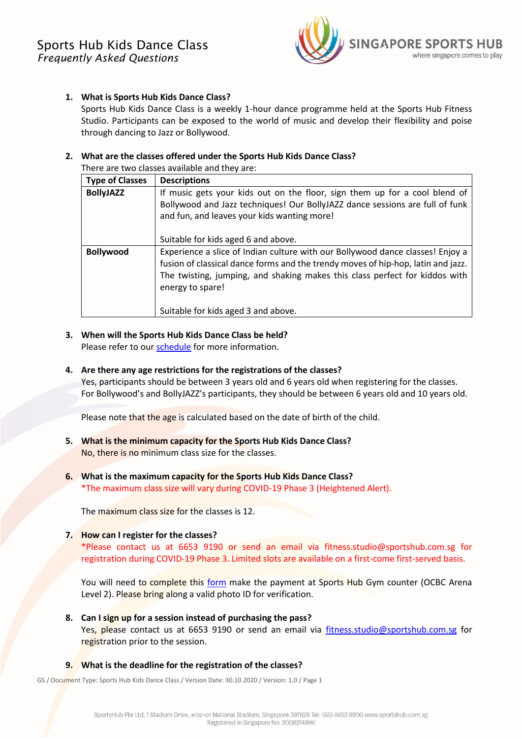# Sports Hub Kids Dance Class

*Frequently Asked Questions*

1. **What is Sports Hub Kids Dance Class?**
   Sports Hub Kids Dance Class is a weekly 1-hour dance programme held at the Sports Hub Fitness Studio. Participants can be exposed to the world of music and develop their flexibility and poise through dancing to Jazz or Bollywood.

2. **What are the classes offered under the Sports Hub Kids Dance Class?**
   There are two classes available and they are:

| Type of Classes | Descriptions |
|---|---|
| **BollyJAZZ** | If music gets your kids out on the floor, sign them up for a cool blend of Bollywood and Jazz techniques! Our BollyJAZZ dance sessions are full of funk and fun, and leaves your kids wanting more!<br><br>Suitable for kids aged 6 and above. |
| **Bollywood** | Experience a slice of Indian culture with our Bollywood dance classes! Enjoy a fusion of classical dance forms and the trendy moves of hip-hop, latin and jazz. The twisting, jumping, and shaking makes this class perfect for kiddos with energy to spare!<br><br>Suitable for kids aged 3 and above. |

3. **When will the Sports Hub Kids Dance Class be held?**
   Please refer to our [schedule](schedule) for more information.

4. **Are there any age restrictions for the registrations of the classes?**
   Yes, participants should be between 3 years old and 6 years old when registering for the classes. For Bollywood's and BollyJAZZ's participants, they should be between 6 years old and 10 years old.

   Please note that the age is calculated based on the date of birth of the child.

5. **What is the minimum capacity for the Sports Hub Kids Dance Class?**
   No, there is no minimum class size for the classes.

6. **What is the maximum capacity for the Sports Hub Kids Dance Class?**
   *The maximum class size will vary during COVID-19 Phase 3 (Heightened Alert).

   The maximum class size for the classes is 12.

7. **How can I register for the classes?**
   *Please contact us at 6653 9190 or send an email via fitness.studio@sportshub.com.sg for registration during COVID-19 Phase 3. Limited slots are available on a first-come first-served basis.

   You will need to complete this [form](form) make the payment at Sports Hub Gym counter (OCBC Arena Level 2). Please bring along a valid photo ID for verification.

8. **Can I sign up for a session instead of purchasing the pass?**
   Yes, please contact us at 6653 9190 or send an email via [fitness.studio@sportshub.com.sg](mailto:fitness.studio@sportshub.com.sg) for registration prior to the session.

9. **What is the deadline for the registration of the classes?**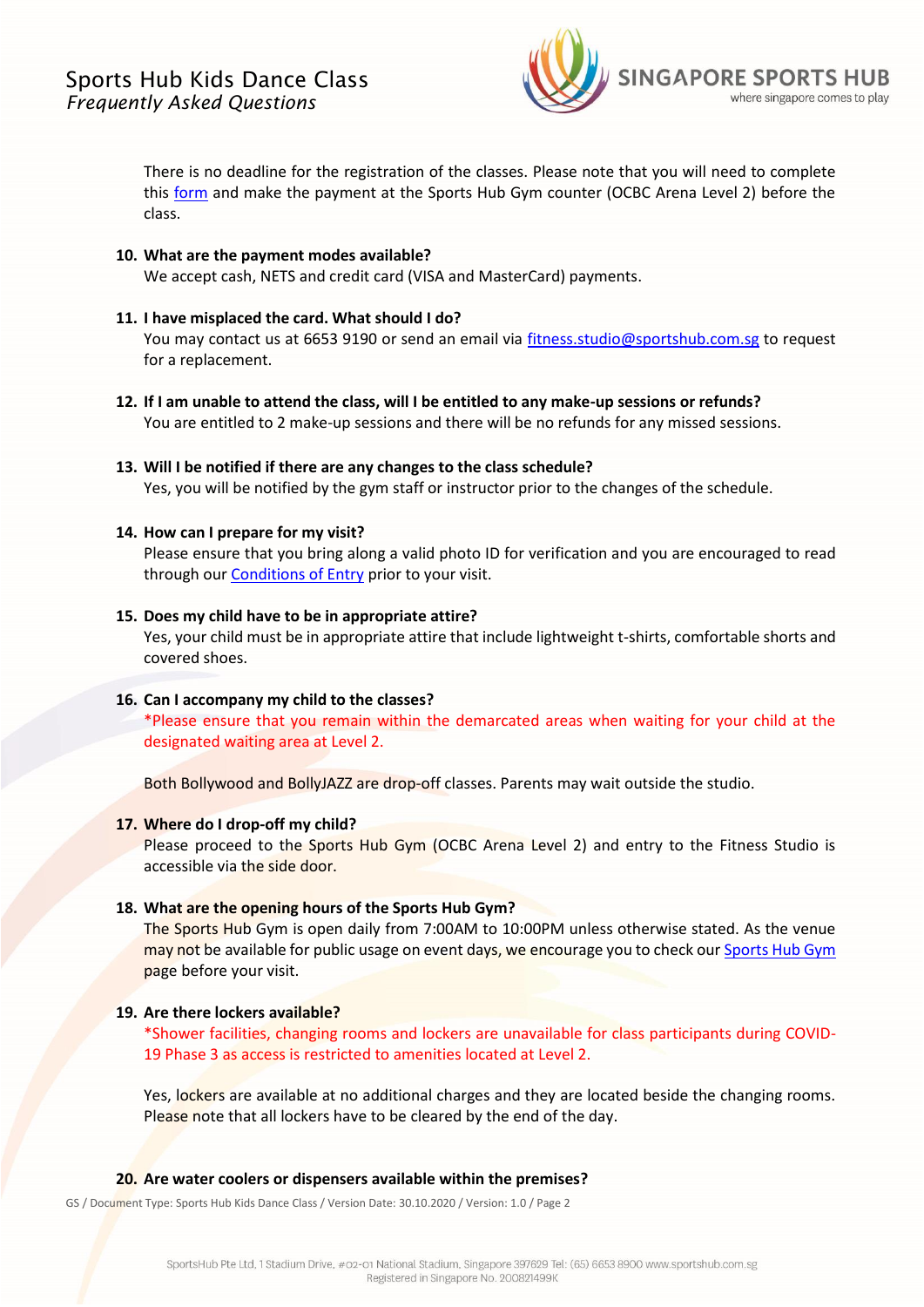There is no deadline for the registration of the classes. Please note that you will need to complete this form and make the payment at the Sports Hub Gym counter (OCBC Arena Level 2) before the class.

10. **What are the payment modes available?**
    We accept cash, NETS and credit card (VISA and MasterCard) payments.

11. **I have misplaced the card. What should I do?**
    You may contact us at 6653 9190 or send an email via fitness.studio@sportshub.com.sg to request for a replacement.

12. **If I am unable to attend the class, will I be entitled to any make-up sessions or refunds?**
    You are entitled to 2 make-up sessions and there will be no refunds for any missed sessions.

13. **Will I be notified if there are any changes to the class schedule?**
    Yes, you will be notified by the gym staff or instructor prior to the changes of the schedule.

14. **How can I prepare for my visit?**
    Please ensure that you bring along a valid photo ID for verification and you are encouraged to read through our Conditions of Entry prior to your visit.

15. **Does my child have to be in appropriate attire?**
    Yes, your child must be in appropriate attire that include lightweight t-shirts, comfortable shorts and covered shoes.

16. **Can I accompany my child to the classes?**
    *Please ensure that you remain within the demarcated areas when waiting for your child at the designated waiting area at Level 2.

    Both Bollywood and BollyJAZZ are drop-off classes. Parents may wait outside the studio.

17. **Where do I drop-off my child?**
    Please proceed to the Sports Hub Gym (OCBC Arena Level 2) and entry to the Fitness Studio is accessible via the side door.

18. **What are the opening hours of the Sports Hub Gym?**
    The Sports Hub Gym is open daily from 7:00AM to 10:00PM unless otherwise stated. As the venue may not be available for public usage on event days, we encourage you to check our Sports Hub Gym page before your visit.

19. **Are there lockers available?**
    *Shower facilities, changing rooms and lockers are unavailable for class participants during COVID-19 Phase 3 as access is restricted to amenities located at Level 2.

    Yes, lockers are available at no additional charges and they are located beside the changing rooms. Please note that all lockers have to be cleared by the end of the day.

20. **Are water coolers or dispensers available within the premises?**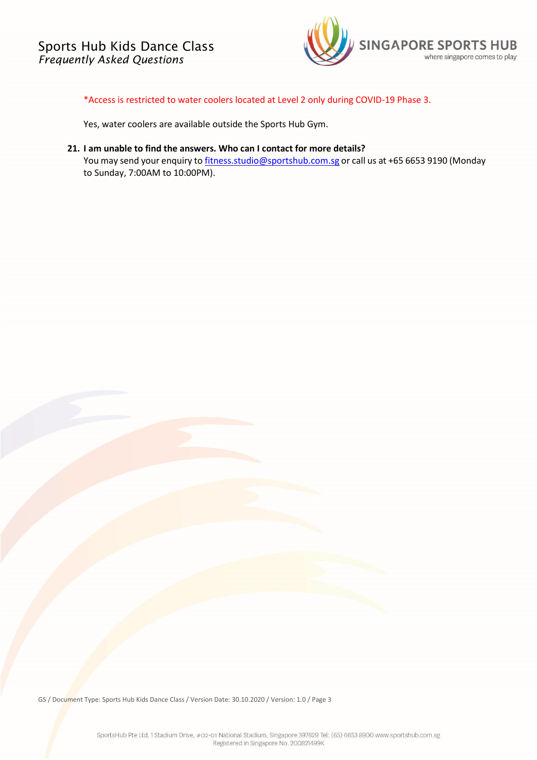*Access is restricted to water coolers located at Level 2 only during COVID-19 Phase 3.

Yes, water coolers are available outside the Sports Hub Gym.

**21. I am unable to find the answers. Who can I contact for more details?**

You may send your enquiry to fitness.studio@sportshub.com.sg or call us at +65 6653 9190 (Monday to Sunday, 7:00AM to 10:00PM).